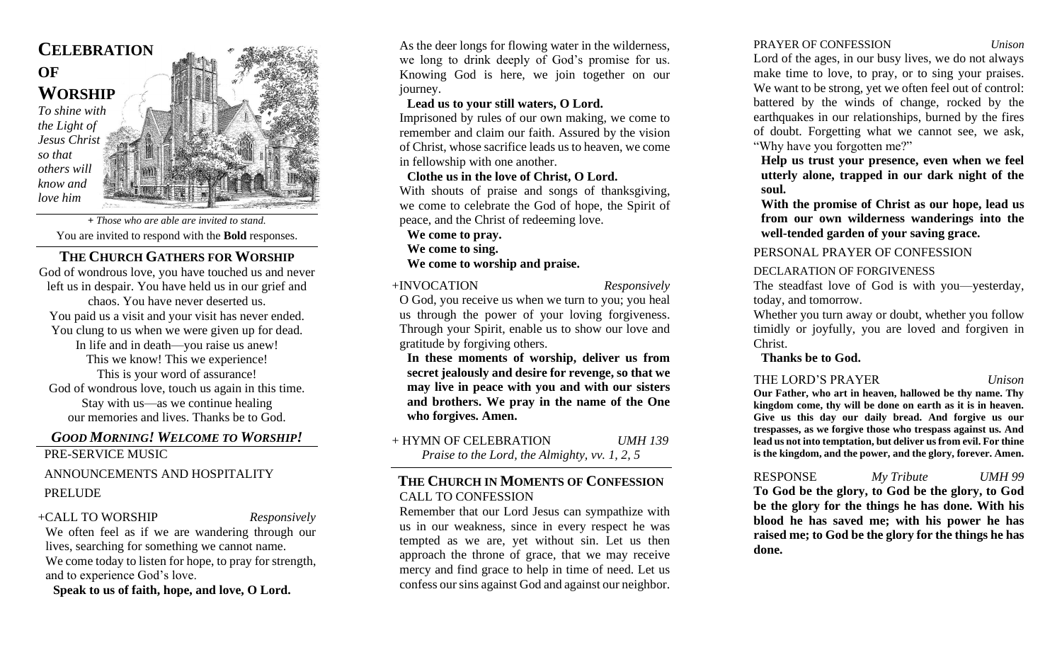# CELEBRATION OF WORSHIP

*To shine with the Light of Jesus Christ so that others will know and love him*

*+ Those who are able are invited to stand.*

You are invited to respond with the **Bold** responses.

## THE CHURCH GATHERS FOR WORSHIP

God of wondrous love, you have touched us and never left us in despair. You have held us in our grief and chaos. You have never deserted us.
You paid us a visit and your visit has never ended.
You clung to us when we were given up for dead.
In life and in death—you raise us anew!
This we know! This we experience!
This is your word of assurance!
God of wondrous love, touch us again in this time.
Stay with us—as we continue healing our memories and lives. Thanks be to God.

### *GOOD MORNING! WELCOME TO WORSHIP!*

PRE-SERVICE MUSIC

ANNOUNCEMENTS AND HOSPITALITY

PRELUDE

+CALL TO WORSHIP *Responsively*

We often feel as if we are wandering through our lives, searching for something we cannot name.
We come today to listen for hope, to pray for strength, and to experience God's love.

**Speak to us of faith, hope, and love, O Lord.**

As the deer longs for flowing water in the wilderness, we long to drink deeply of God's promise for us. Knowing God is here, we join together on our journey.

**Lead us to your still waters, O Lord.**

Imprisoned by rules of our own making, we come to remember and claim our faith. Assured by the vision of Christ, whose sacrifice leads us to heaven, we come in fellowship with one another.

**Clothe us in the love of Christ, O Lord.**

With shouts of praise and songs of thanksgiving, we come to celebrate the God of hope, the Spirit of peace, and the Christ of redeeming love.

**We come to pray.**
**We come to sing.**
**We come to worship and praise.**

+INVOCATION *Responsively*

O God, you receive us when we turn to you; you heal us through the power of your loving forgiveness. Through your Spirit, enable us to show our love and gratitude by forgiving others.

**In these moments of worship, deliver us from secret jealously and desire for revenge, so that we may live in peace with you and with our sisters and brothers. We pray in the name of the One who forgives. Amen.**

+ HYMN OF CELEBRATION *UMH 139*
*Praise to the Lord, the Almighty, vv. 1, 2, 5*

## THE CHURCH IN MOMENTS OF CONFESSION

CALL TO CONFESSION

Remember that our Lord Jesus can sympathize with us in our weakness, since in every respect he was tempted as we are, yet without sin. Let us then approach the throne of grace, that we may receive mercy and find grace to help in time of need. Let us confess our sins against God and against our neighbor.

PRAYER OF CONFESSION *Unison*

Lord of the ages, in our busy lives, we do not always make time to love, to pray, or to sing your praises. We want to be strong, yet we often feel out of control: battered by the winds of change, rocked by the earthquakes in our relationships, burned by the fires of doubt. Forgetting what we cannot see, we ask, "Why have you forgotten me?"

**Help us trust your presence, even when we feel utterly alone, trapped in our dark night of the soul.**

**With the promise of Christ as our hope, lead us from our own wilderness wanderings into the well-tended garden of your saving grace.**

PERSONAL PRAYER OF CONFESSION

DECLARATION OF FORGIVENESS

The steadfast love of God is with you—yesterday, today, and tomorrow.
Whether you turn away or doubt, whether you follow timidly or joyfully, you are loved and forgiven in Christ.

**Thanks be to God.**

THE LORD'S PRAYER *Unison*

**Our Father, who art in heaven, hallowed be thy name. Thy kingdom come, thy will be done on earth as it is in heaven. Give us this day our daily bread. And forgive us our trespasses, as we forgive those who trespass against us. And lead us not into temptation, but deliver us from evil. For thine is the kingdom, and the power, and the glory, forever. Amen.**

RESPONSE *My Tribute* *UMH 99*

**To God be the glory, to God be the glory, to God be the glory for the things he has done. With his blood he has saved me; with his power he has raised me; to God be the glory for the things he has done.**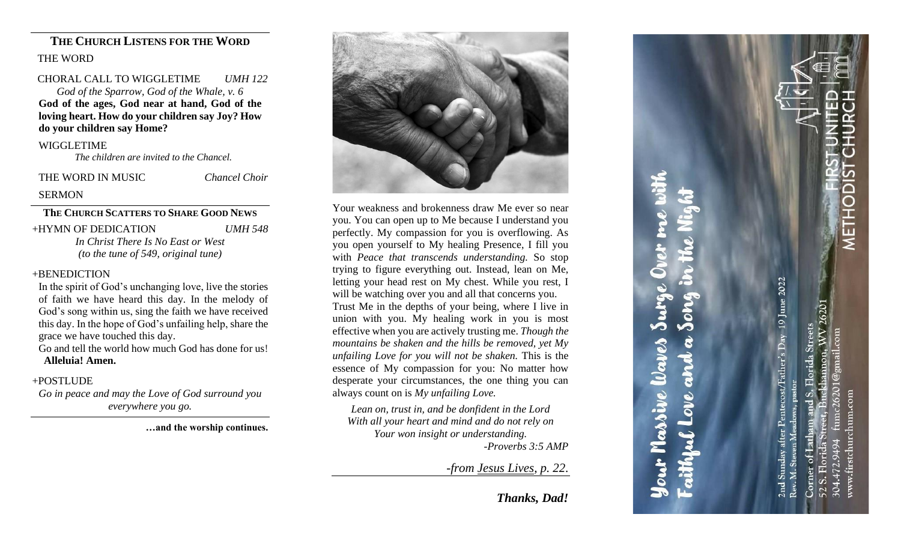## THE CHURCH LISTENS FOR THE WORD

THE WORD

CHORAL CALL TO WIGGLETIME *UMH 122*

*God of the Sparrow, God of the Whale, v. 6*

**God of the ages, God near at hand, God of the loving heart. How do your children say Joy? How do your children say Home?**

WIGGLETIME

*The children are invited to the Chancel.*

THE WORD IN MUSIC *Chancel Choir*

SERMON

## THE CHURCH SCATTERS TO SHARE GOOD NEWS

+HYMN OF DEDICATION *UMH 548*

*In Christ There Is No East or West*

*(to the tune of 549, original tune)*

+BENEDICTION

In the spirit of God's unchanging love, live the stories of faith we have heard this day. In the melody of God's song within us, sing the faith we have received this day. In the hope of God's unfailing help, share the grace we have touched this day.

Go and tell the world how much God has done for us! **Alleluia! Amen.**

+POSTLUDE

*Go in peace and may the Love of God surround you everywhere you go.*

**…and the worship continues.**

Your weakness and brokenness draw Me ever so near you. You can open up to Me because I understand you perfectly. My compassion for you is overflowing. As you open yourself to My healing Presence, I fill you with *Peace that transcends understanding.* So stop trying to figure everything out. Instead, lean on Me, letting your head rest on My chest. While you rest, I will be watching over you and all that concerns you.

Trust Me in the depths of your being, where I live in union with you. My healing work in you is most effective when you are actively trusting me. *Though the mountains be shaken and the hills be removed, yet My unfailing Love for you will not be shaken.* This is the essence of My compassion for you: No matter how desperate your circumstances, the one thing you can always count on is *My unfailing Love.*

*Lean on, trust in, and be donfident in the Lord*
*With all your heart and mind and do not rely on*
*Your won insight or understanding.*
*-Proverbs 3:5 AMP*

*-from Jesus Lives, p. 22.*

***Thanks, Dad!***

# Your Massive Waves Surge Over me with Faithful Love and a Song in the Night

FIRST UNITED METHODIST CHURCH

2nd Sunday after Pentecost/Father's Day 19 June 2022
Rev. M. Steven Meadows, pastor

Corner of Latham and S. Florida Streets
52 S. Florida Street, Buckhannon, WV 26201
304.472.9494 fumc26201@gmail.com
www.firstchurchum.com